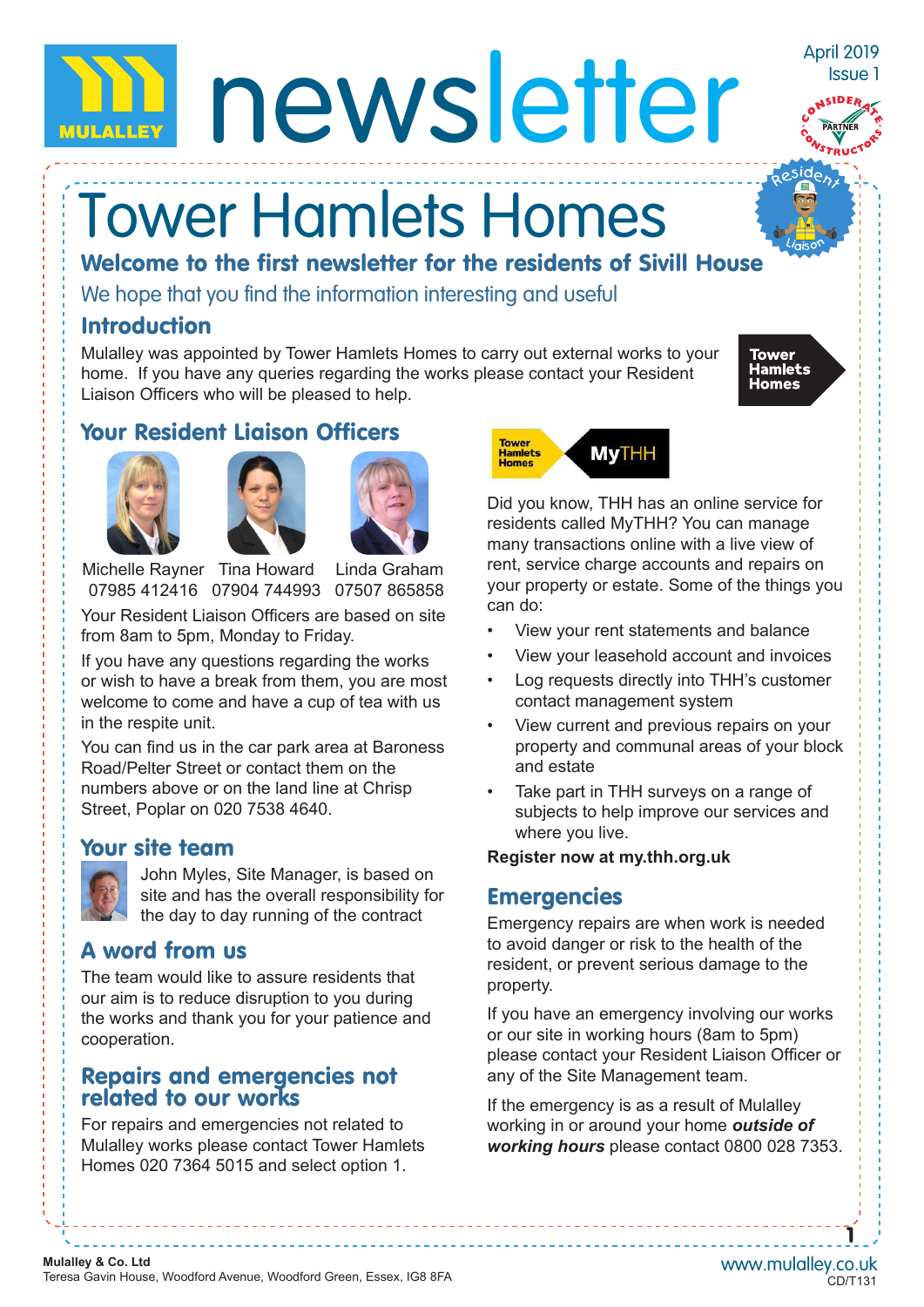# newsletter

April 2019
Issue 1

# Tower Hamlets Homes

## Welcome to the first newsletter for the residents of Sivill House

We hope that you find the information interesting and useful

### Introduction

Mulalley was appointed by Tower Hamlets Homes to carry out external works to your home. If you have any queries regarding the works please contact your Resident Liaison Officers who will be pleased to help.

### Your Resident Liaison Officers

| Michelle Rayner | Tina Howard | Linda Graham |
|---|---|---|
| 07985 412416 | 07904 744993 | 07507 865858 |

Your Resident Liaison Officers are based on site from 8am to 5pm, Monday to Friday.

If you have any questions regarding the works or wish to have a break from them, you are most welcome to come and have a cup of tea with us in the respite unit.

You can find us in the car park area at Baroness Road/Pelter Street or contact them on the numbers above or on the land line at Chrisp Street, Poplar on 020 7538 4640.

### Your site team

John Myles, Site Manager, is based on site and has the overall responsibility for the day to day running of the contract

### A word from us

The team would like to assure residents that our aim is to reduce disruption to you during the works and thank you for your patience and cooperation.

### Repairs and emergencies not related to our works

For repairs and emergencies not related to Mulalley works please contact Tower Hamlets Homes 020 7364 5015 and select option 1.

### MyTHH

Did you know, THH has an online service for residents called MyTHH? You can manage many transactions online with a live view of rent, service charge accounts and repairs on your property or estate. Some of the things you can do:

- View your rent statements and balance
- View your leasehold account and invoices
- Log requests directly into THH's customer contact management system
- View current and previous repairs on your property and communal areas of your block and estate
- Take part in THH surveys on a range of subjects to help improve our services and where you live.

**Register now at my.thh.org.uk**

### Emergencies

Emergency repairs are when work is needed to avoid danger or risk to the health of the resident, or prevent serious damage to the property.

If you have an emergency involving our works or our site in working hours (8am to 5pm) please contact your Resident Liaison Officer or any of the Site Management team.

If the emergency is as a result of Mulalley working in or around your home ***outside of working hours*** please contact 0800 028 7353.

**Mulalley & Co. Ltd**
Teresa Gavin House, Woodford Avenue, Woodford Green, Essex, IG8 8FA

www.mulalley.co.uk
CD/T131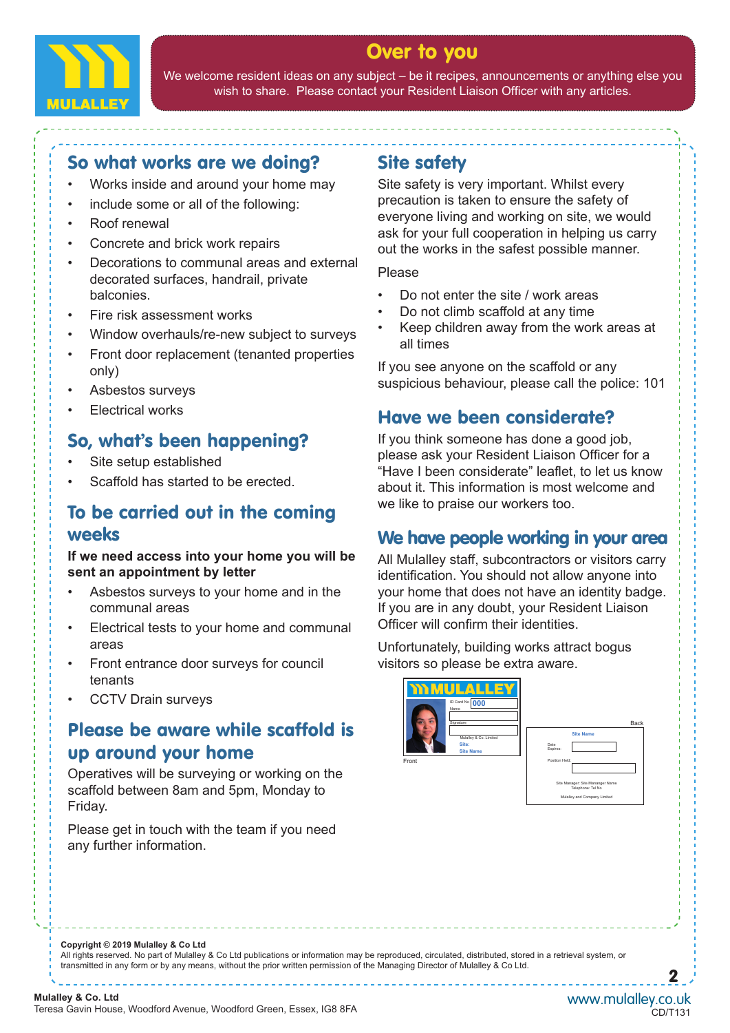## Over to you

We welcome resident ideas on any subject – be it recipes, announcements or anything else you wish to share. Please contact your Resident Liaison Officer with any articles.

## So what works are we doing?

- Works inside and around your home may
- include some or all of the following:
- Roof renewal
- Concrete and brick work repairs
- Decorations to communal areas and external decorated surfaces, handrail, private balconies.
- Fire risk assessment works
- Window overhauls/re-new subject to surveys
- Front door replacement (tenanted properties only)
- Asbestos surveys
- Electrical works

## So, what's been happening?

- Site setup established
- Scaffold has started to be erected.

## To be carried out in the coming weeks

**If we need access into your home you will be sent an appointment by letter**

- Asbestos surveys to your home and in the communal areas
- Electrical tests to your home and communal areas
- Front entrance door surveys for council tenants
- CCTV Drain surveys

## Please be aware while scaffold is up around your home

Operatives will be surveying or working on the scaffold between 8am and 5pm, Monday to Friday.

Please get in touch with the team if you need any further information.

## Site safety

Site safety is very important. Whilst every precaution is taken to ensure the safety of everyone living and working on site, we would ask for your full cooperation in helping us carry out the works in the safest possible manner.

Please

- Do not enter the site / work areas
- Do not climb scaffold at any time
- Keep children away from the work areas at all times

If you see anyone on the scaffold or any suspicious behaviour, please call the police: 101

## Have we been considerate?

If you think someone has done a good job, please ask your Resident Liaison Officer for a "Have I been considerate" leaflet, to let us know about it. This information is most welcome and we like to praise our workers too.

## We have people working in your area

All Mulalley staff, subcontractors or visitors carry identification. You should not allow anyone into your home that does not have an identity badge. If you are in any doubt, your Resident Liaison Officer will confirm their identities.

Unfortunately, building works attract bogus visitors so please be extra aware.

**Copyright © 2019 Mulalley & Co Ltd**
All rights reserved. No part of Mulalley & Co Ltd publications or information may be reproduced, circulated, distributed, stored in a retrieval system, or transmitted in any form or by any means, without the prior written permission of the Managing Director of Mulalley & Co Ltd.

**Mulalley & Co. Ltd**
Teresa Gavin House, Woodford Avenue, Woodford Green, Essex, IG8 8FA

www.mulalley.co.uk
CD/T131